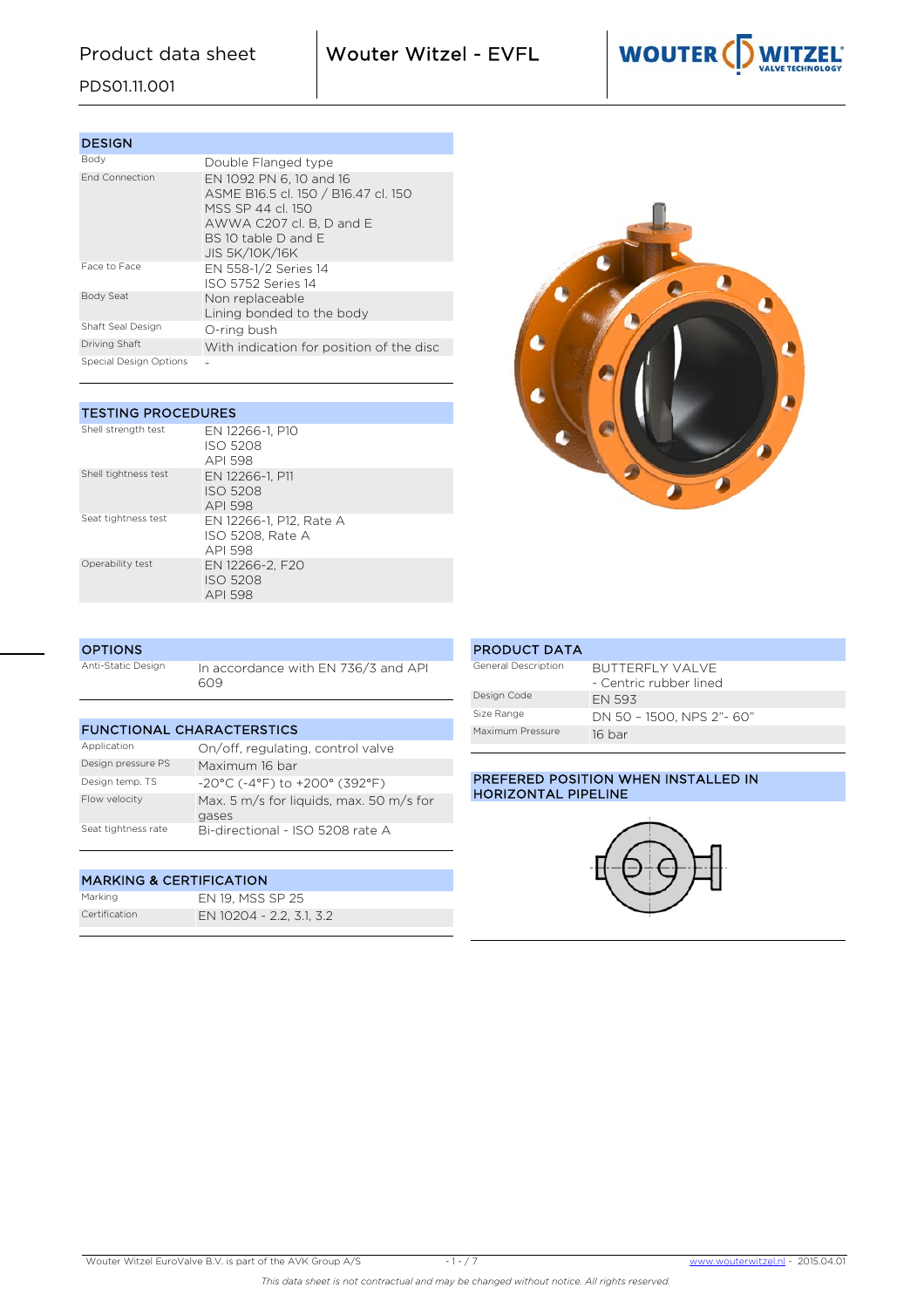# Product data sheet

PDS01.11.001

## Wouter Witzel - EVFL

### DESIGN

| | |
|---|---|
| Body | Double Flanged type |
| End Connection | EN 1092 PN 6, 10 and 16<br>ASME B16.5 cl. 150 / B16.47 cl. 150<br>MSS SP 44 cl. 150<br>AWWA C207 cl. B, D and E<br>BS 10 table D and E<br>JIS 5K/10K/16K |
| Face to Face | EN 558-1/2 Series 14<br>ISO 5752 Series 14 |
| Body Seat | Non replaceable<br>Lining bonded to the body |
| Shaft Seal Design | O-ring bush |
| Driving Shaft | With indication for position of the disc |
| Special Design Options | - |

### TESTING PROCEDURES

| | |
|---|---|
| Shell strength test | EN 12266-1, P10<br>ISO 5208<br>API 598 |
| Shell tightness test | EN 12266-1, P11<br>ISO 5208<br>API 598 |
| Seat tightness test | EN 12266-1, P12, Rate A<br>ISO 5208, Rate A<br>API 598 |
| Operability test | EN 12266-2, F20<br>ISO 5208<br>API 598 |

### OPTIONS

| | |
|---|---|
| Anti-Static Design | In accordance with EN 736/3 and API 609 |

### FUNCTIONAL CHARACTERSTICS

| | |
|---|---|
| Application | On/off, regulating, control valve |
| Design pressure PS | Maximum 16 bar |
| Design temp. TS | -20°C (-4°F) to +200° (392°F) |
| Flow velocity | Max. 5 m/s for liquids, max. 50 m/s for gases |
| Seat tightness rate | Bi-directional - ISO 5208 rate A |

### MARKING & CERTIFICATION

| | |
|---|---|
| Marking | EN 19, MSS SP 25 |
| Certification | EN 10204 - 2.2, 3.1, 3.2 |

### PRODUCT DATA

| | |
|---|---|
| General Description | BUTTERFLY VALVE<br>- Centric rubber lined |
| Design Code | EN 593 |
| Size Range | DN 50 – 1500, NPS 2"- 60" |
| Maximum Pressure | 16 bar |

### PREFERED POSITION WHEN INSTALLED IN HORIZONTAL PIPELINE

Wouter Witzel EuroValve B.V. is part of the AVK Group A/S

www.wouterwitzel.nl - 2015.04.01

*This data sheet is not contractual and may be changed without notice. All rights reserved.*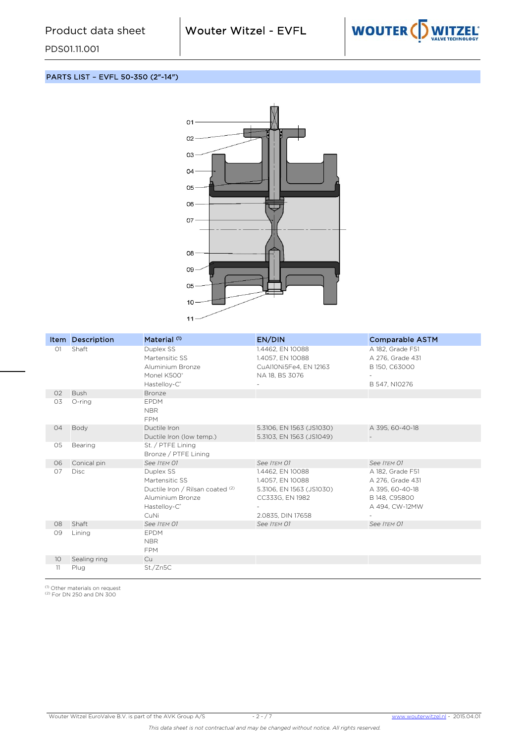## PARTS LIST – EVFL 50-350 (2"-14")

01
02
03
04
05
06
07
08
09
05
10
11

| Item | Description | Material [1] | EN/DIN | Comparable ASTM |
|---|---|---|---|---|
| 01 | Shaft | Duplex SS | 1.4462, EN 10088 | A 182, Grade F51 |
| | | Martensitic SS | 1.4057, EN 10088 | A 276, Grade 431 |
| | | Aluminium Bronze | CuAl10Ni5Fe4, EN 12163 | B 150, C63000 |
| | | Monel K500® | NA 18, BS 3076 | - |
| | | Hastelloy-C® | - | B 547, N10276 |
| 02 | Bush | Bronze | | |
| 03 | O-ring | EPDM | | |
| | | NBR | | |
| | | FPM | | |
| 04 | Body | Ductile Iron | 5.3106, EN 1563 (JS1030) | A 395, 60-40-18 |
| | | Ductile Iron (low temp.) | 5.3103, EN 1563 (JS1049) | - |
| 05 | Bearing | St. / PTFE Lining | | |
| | | Bronze / PTFE Lining | | |
| 06 | Conical pin | *See Item 01* | *See Item 01* | *See Item 01* |
| 07 | Disc | Duplex SS | 1.4462, EN 10088 | A 182, Grade F51 |
| | | Martensitic SS | 1.4057, EN 10088 | A 276, Grade 431 |
| | | Ductile Iron / Rilsan coated [2] | 5.3106, EN 1563 (JS1030) | A 395, 60-40-18 |
| | | Aluminium Bronze | CC333G, EN 1982 | B 148, C95800 |
| | | Hastelloy-C® | - | A 494, CW-12MW |
| | | CuNi | 2.0835, DIN 17658 | - |
| 08 | Shaft | *See Item 01* | *See Item 01* | *See Item 01* |
| 09 | Lining | EPDM | | |
| | | NBR | | |
| | | FPM | | |
| 10 | Sealing ring | Cu | | |
| 11 | Plug | St./Zn5C | | |

[1] Other materials on request
[2] For DN 250 and DN 300

Wouter Witzel EuroValve B.V. is part of the AVK Group A/S

www.wouterwitzel.nl - 2015.04.01

*This data sheet is not contractual and may be changed without notice. All rights reserved.*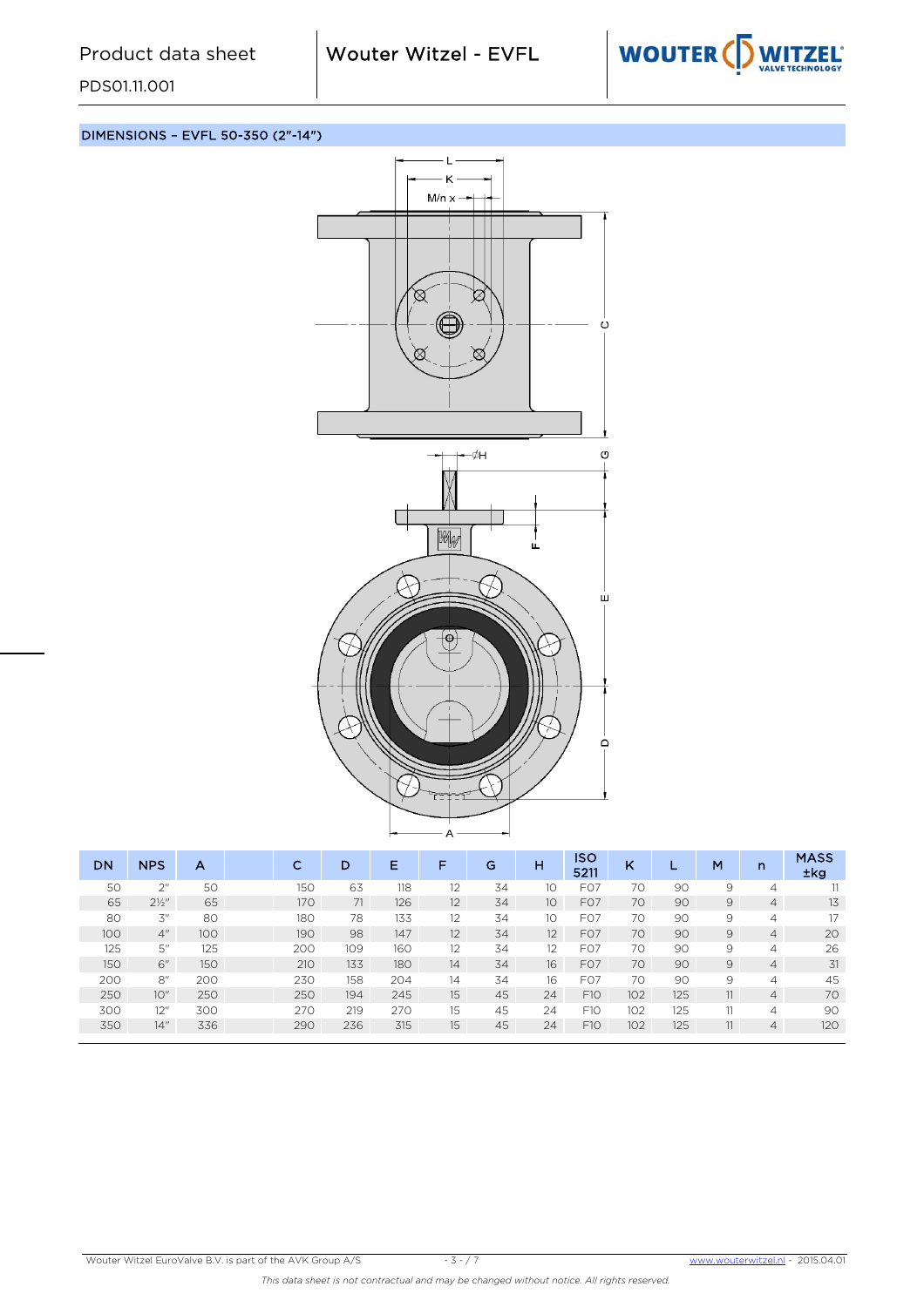## DIMENSIONS – EVFL 50-350 (2"-14")

| DN | NPS | A | C | D | E | F | G | H | ISO 5211 | K | L | M | n | MASS ±kg |
|---|---|---|---|---|---|---|---|---|---|---|---|---|---|---|
| 50 | 2" | 50 | 150 | 63 | 118 | 12 | 34 | 10 | F07 | 70 | 90 | 9 | 4 | 11 |
| 65 | 2½" | 65 | 170 | 71 | 126 | 12 | 34 | 10 | F07 | 70 | 90 | 9 | 4 | 13 |
| 80 | 3" | 80 | 180 | 78 | 133 | 12 | 34 | 10 | F07 | 70 | 90 | 9 | 4 | 17 |
| 100 | 4" | 100 | 190 | 98 | 147 | 12 | 34 | 12 | F07 | 70 | 90 | 9 | 4 | 20 |
| 125 | 5" | 125 | 200 | 109 | 160 | 12 | 34 | 12 | F07 | 70 | 90 | 9 | 4 | 26 |
| 150 | 6" | 150 | 210 | 133 | 180 | 14 | 34 | 16 | F07 | 70 | 90 | 9 | 4 | 31 |
| 200 | 8" | 200 | 230 | 158 | 204 | 14 | 34 | 16 | F07 | 70 | 90 | 9 | 4 | 45 |
| 250 | 10" | 250 | 250 | 194 | 245 | 15 | 45 | 24 | F10 | 102 | 125 | 11 | 4 | 70 |
| 300 | 12" | 300 | 270 | 219 | 270 | 15 | 45 | 24 | F10 | 102 | 125 | 11 | 4 | 90 |
| 350 | 14" | 336 | 290 | 236 | 315 | 15 | 45 | 24 | F10 | 102 | 125 | 11 | 4 | 120 |

*This data sheet is not contractual and may be changed without notice. All rights reserved.*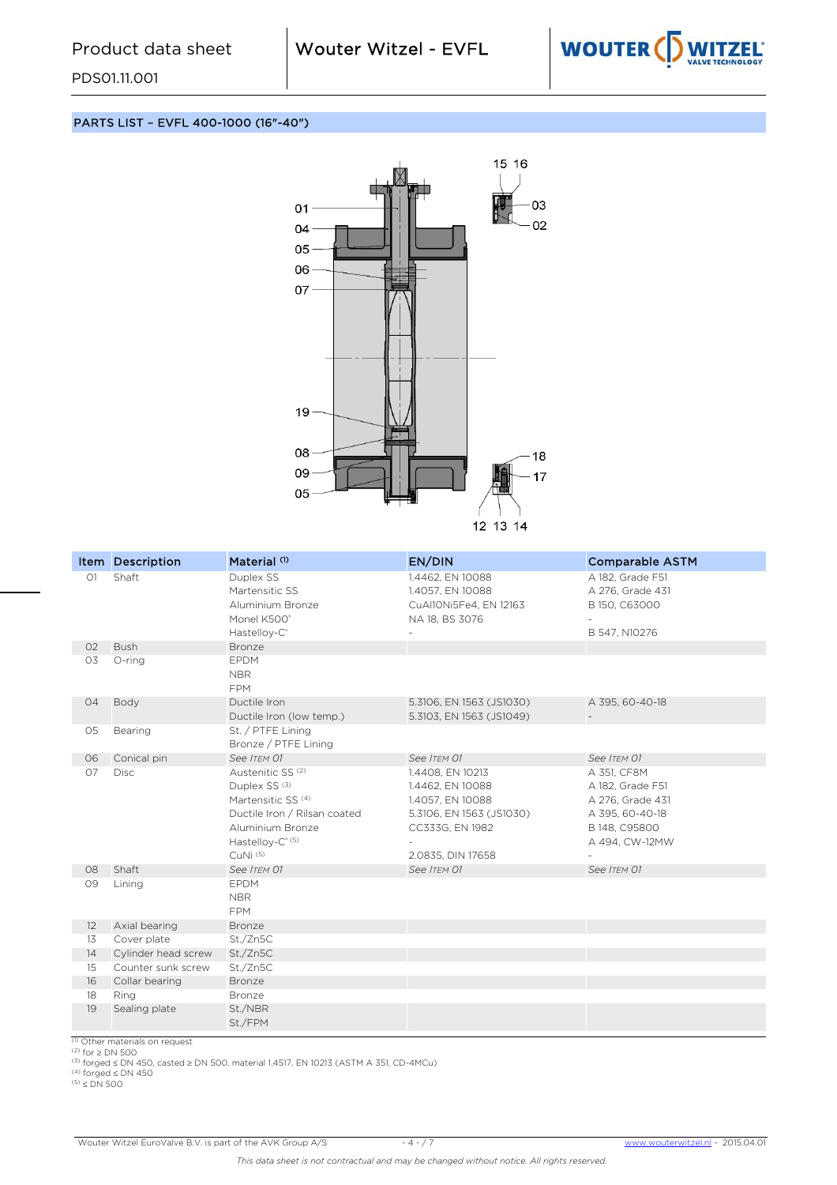## PARTS LIST – EVFL 400-1000 (16"-40")

15 16

01
04
05
06
07

03
02

19

08
09
05

18
17

12 13 14

| Item | Description | Material [1] | EN/DIN | Comparable ASTM |
|---|---|---|---|---|
| 01 | Shaft | Duplex SS | 1.4462, EN 10088 | A 182, Grade F51 |
| | | Martensitic SS | 1.4057, EN 10088 | A 276, Grade 431 |
| | | Aluminium Bronze | CuAl10Ni5Fe4, EN 12163 | B 150, C63000 |
| | | Monel K500® | NA 18, BS 3076 | - |
| | | Hastelloy-C® | - | B 547, N10276 |
| 02 | Bush | Bronze | | |
| 03 | O-ring | EPDM | | |
| | | NBR | | |
| | | FPM | | |
| 04 | Body | Ductile Iron | 5.3106, EN 1563 (JS1030) | A 395, 60-40-18 |
| | | Ductile Iron (low temp.) | 5.3103, EN 1563 (JS1049) | - |
| 05 | Bearing | St. / PTFE Lining | | |
| | | Bronze / PTFE Lining | | |
| 06 | Conical pin | *See Item 01* | *See Item 01* | *See Item 01* |
| 07 | Disc | Austenitic SS [2] | 1.4408, EN 10213 | A 351, CF8M |
| | | Duplex SS [3] | 1.4462, EN 10088 | A 182, Grade F51 |
| | | Martensitic SS [4] | 1.4057, EN 10088 | A 276, Grade 431 |
| | | Ductile Iron / Rilsan coated | 5.3106, EN 1563 (JS1030) | A 395, 60-40-18 |
| | | Aluminium Bronze | CC333G, EN 1982 | B 148, C95800 |
| | | Hastelloy-C® [5] | - | A 494, CW-12MW |
| | | CuNi [5] | 2.0835, DIN 17658 | - |
| 08 | Shaft | *See Item 01* | *See Item 01* | *See Item 01* |
| 09 | Lining | EPDM | | |
| | | NBR | | |
| | | FPM | | |
| 12 | Axial bearing | Bronze | | |
| 13 | Cover plate | St./Zn5C | | |
| 14 | Cylinder head screw | St./Zn5C | | |
| 15 | Counter sunk screw | St./Zn5C | | |
| 16 | Collar bearing | Bronze | | |
| 18 | Ring | Bronze | | |
| 19 | Sealing plate | St./NBR | | |
| | | St./FPM | | |

[1] Other materials on request
[2] for ≥ DN 500
[3] forged ≤ DN 450, casted ≥ DN 500, material 1.4517, EN 10213 (ASTM A 351, CD-4MCu)
[4] forged ≤ DN 450
[5] ≤ DN 500

Wouter Witzel EuroValve B.V. is part of the AVK Group A/S

www.wouterwitzel.nl - 2015.04.01

*This data sheet is not contractual and may be changed without notice. All rights reserved.*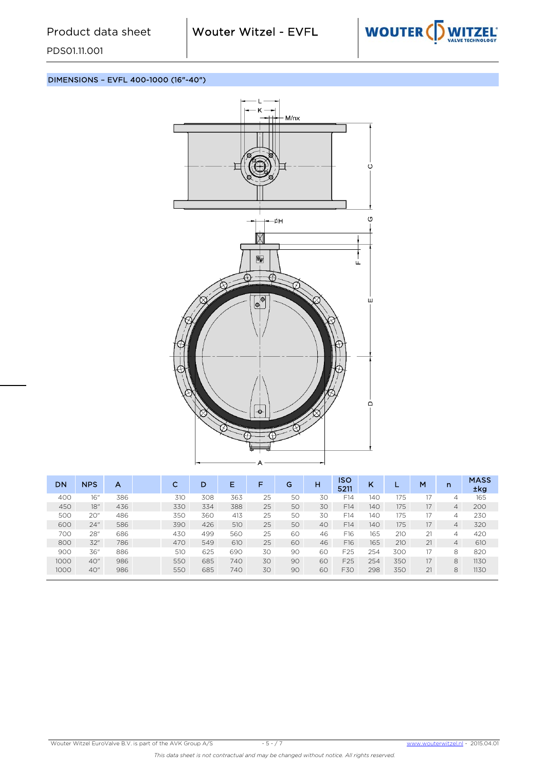## DIMENSIONS – EVFL 400-1000 (16″-40″)

| DN | NPS | A | C | D | E | F | G | H | ISO 5211 | K | L | M | n | MASS ±kg |
|---|---|---|---|---|---|---|---|---|---|---|---|---|---|---|
| 400 | 16″ | 386 | 310 | 308 | 363 | 25 | 50 | 30 | F14 | 140 | 175 | 17 | 4 | 165 |
| 450 | 18″ | 436 | 330 | 334 | 388 | 25 | 50 | 30 | F14 | 140 | 175 | 17 | 4 | 200 |
| 500 | 20″ | 486 | 350 | 360 | 413 | 25 | 50 | 30 | F14 | 140 | 175 | 17 | 4 | 230 |
| 600 | 24″ | 586 | 390 | 426 | 510 | 25 | 50 | 40 | F14 | 140 | 175 | 17 | 4 | 320 |
| 700 | 28″ | 686 | 430 | 499 | 560 | 25 | 60 | 46 | F16 | 165 | 210 | 21 | 4 | 420 |
| 800 | 32″ | 786 | 470 | 549 | 610 | 25 | 60 | 46 | F16 | 165 | 210 | 21 | 4 | 610 |
| 900 | 36″ | 886 | 510 | 625 | 690 | 30 | 90 | 60 | F25 | 254 | 300 | 17 | 8 | 820 |
| 1000 | 40″ | 986 | 550 | 685 | 740 | 30 | 90 | 60 | F25 | 254 | 350 | 17 | 8 | 1130 |
| 1000 | 40″ | 986 | 550 | 685 | 740 | 30 | 90 | 60 | F30 | 298 | 350 | 21 | 8 | 1130 |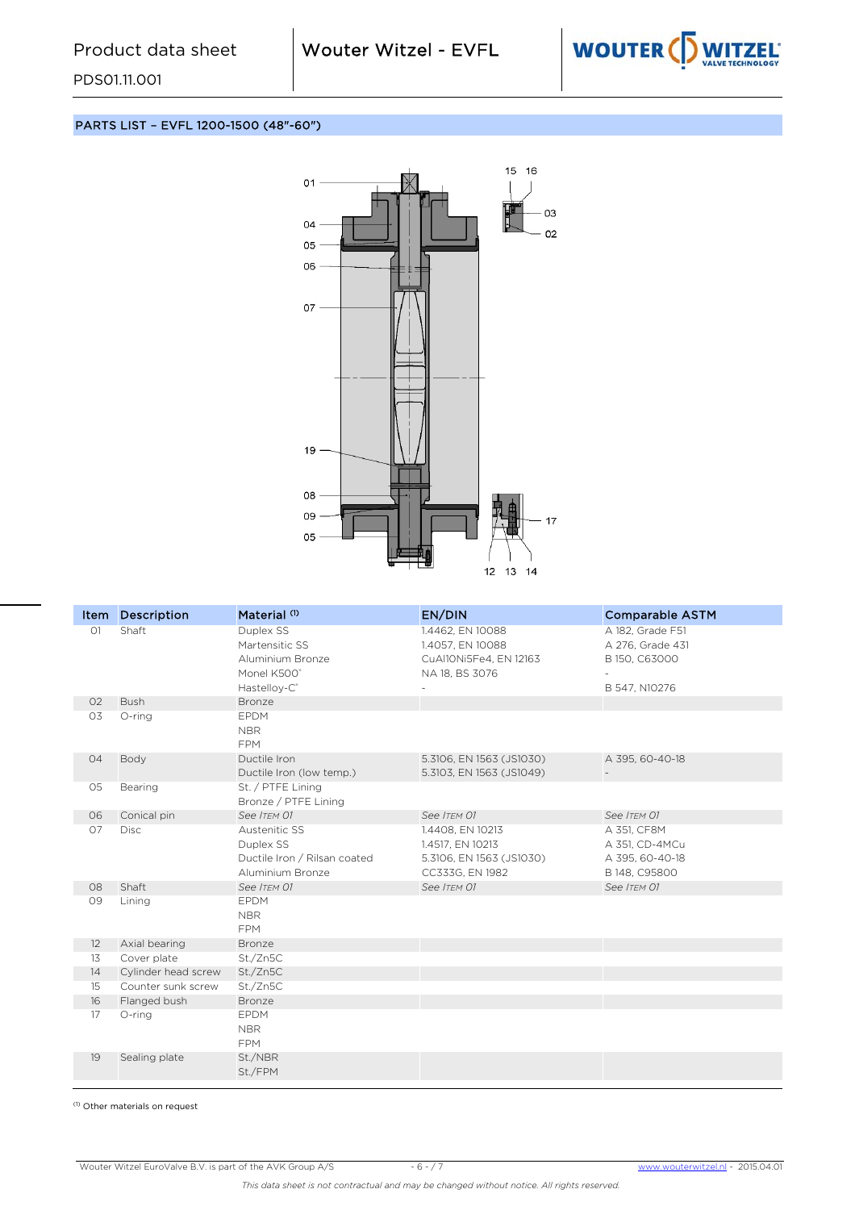## PARTS LIST – EVFL 1200-1500 (48"-60")

| Item | Description | Material [(1)] | EN/DIN | Comparable ASTM |
|---|---|---|---|---|
| 01 | Shaft | Duplex SS | 1.4462, EN 10088 | A 182, Grade F51 |
| | | Martensitic SS | 1.4057, EN 10088 | A 276, Grade 431 |
| | | Aluminium Bronze | CuAl10Ni5Fe4, EN 12163 | B 150, C63000 |
| | | Monel K500® | NA 18, BS 3076 | - |
| | | Hastelloy-C® | - | B 547, N10276 |
| 02 | Bush | Bronze | | |
| 03 | O-ring | EPDM | | |
| | | NBR | | |
| | | FPM | | |
| 04 | Body | Ductile Iron | 5.3106, EN 1563 (JS1030) | A 395, 60-40-18 |
| | | Ductile Iron (low temp.) | 5.3103, EN 1563 (JS1049) | - |
| 05 | Bearing | St. / PTFE Lining | | |
| | | Bronze / PTFE Lining | | |
| 06 | Conical pin | *See Item 01* | *See Item 01* | *See Item 01* |
| 07 | Disc | Austenitic SS | 1.4408, EN 10213 | A 351, CF8M |
| | | Duplex SS | 1.4517, EN 10213 | A 351, CD-4MCu |
| | | Ductile Iron / Rilsan coated | 5.3106, EN 1563 (JS1030) | A 395, 60-40-18 |
| | | Aluminium Bronze | CC333G, EN 1982 | B 148, C95800 |
| 08 | Shaft | *See Item 01* | *See Item 01* | *See Item 01* |
| 09 | Lining | EPDM | | |
| | | NBR | | |
| | | FPM | | |
| 12 | Axial bearing | Bronze | | |
| 13 | Cover plate | St./Zn5C | | |
| 14 | Cylinder head screw | St./Zn5C | | |
| 15 | Counter sunk screw | St./Zn5C | | |
| 16 | Flanged bush | Bronze | | |
| 17 | O-ring | EPDM | | |
| | | NBR | | |
| | | FPM | | |
| 19 | Sealing plate | St./NBR | | |
| | | St./FPM | | |

[(1)] Other materials on request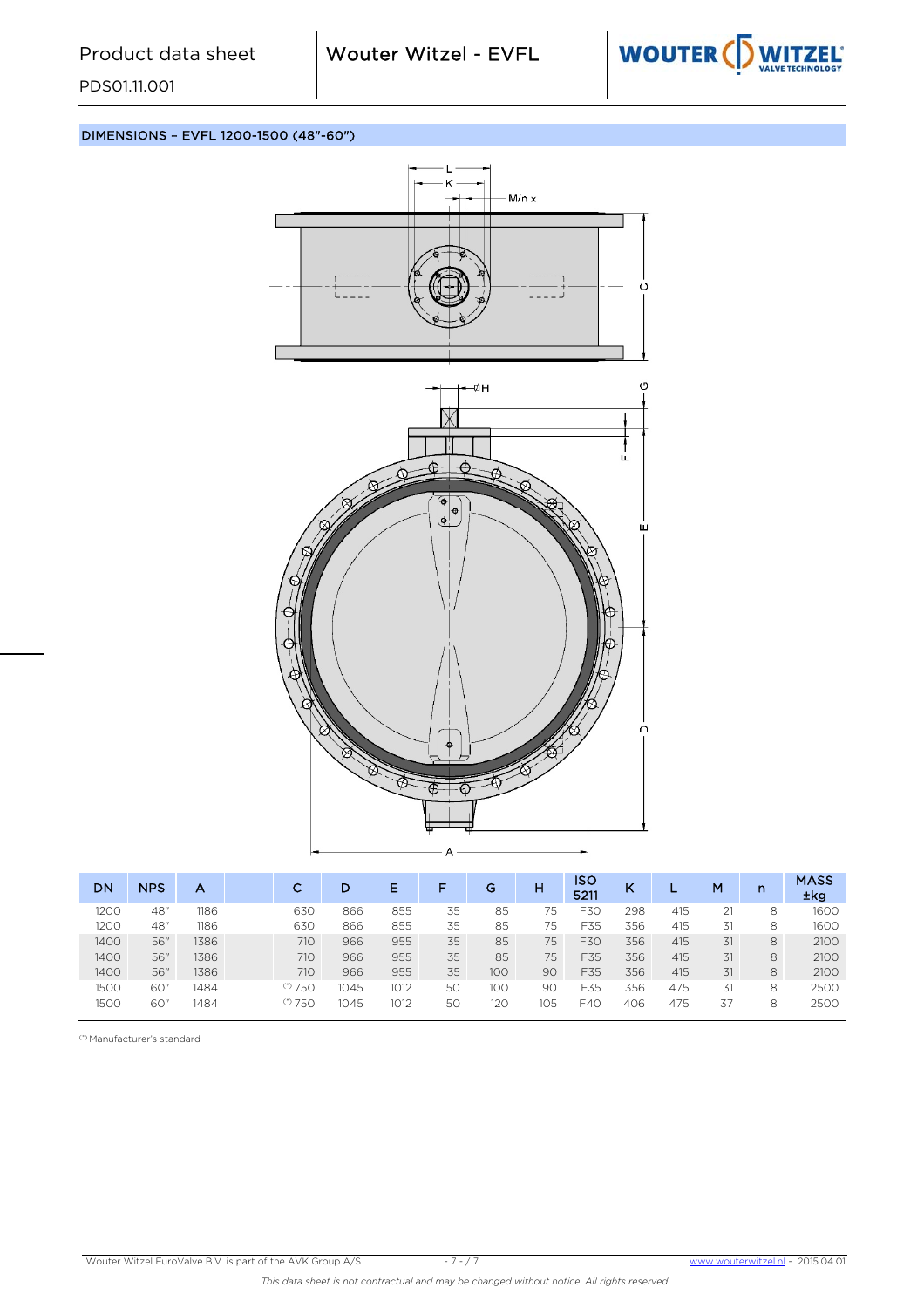## DIMENSIONS – EVFL 1200-1500 (48"-60")

L
K
M/n x
C
ØH
G
F
E
D
A

| DN | NPS | A | | C | D | E | F | G | H | ISO 5211 | K | L | M | n | MASS ±kg |
|---|---|---|---|---|---|---|---|---|---|---|---|---|---|---|---|
| 1200 | 48" | 1186 | | 630 | 866 | 855 | 35 | 85 | 75 | F30 | 298 | 415 | 21 | 8 | 1600 |
| 1200 | 48" | 1186 | | 630 | 866 | 855 | 35 | 85 | 75 | F35 | 356 | 415 | 31 | 8 | 1600 |
| 1400 | 56" | 1386 | | 710 | 966 | 955 | 35 | 85 | 75 | F30 | 356 | 415 | 31 | 8 | 2100 |
| 1400 | 56" | 1386 | | 710 | 966 | 955 | 35 | 85 | 75 | F35 | 356 | 415 | 31 | 8 | 2100 |
| 1400 | 56" | 1386 | | 710 | 966 | 955 | 35 | 100 | 90 | F35 | 356 | 415 | 31 | 8 | 2100 |
| 1500 | 60" | 1484 | | (*) 750 | 1045 | 1012 | 50 | 100 | 90 | F35 | 356 | 475 | 31 | 8 | 2500 |
| 1500 | 60" | 1484 | | (*) 750 | 1045 | 1012 | 50 | 120 | 105 | F40 | 406 | 475 | 37 | 8 | 2500 |

(*) Manufacturer's standard

Wouter Witzel EuroValve B.V. is part of the AVK Group A/S

www.wouterwitzel.nl - 2015.04.01

*This data sheet is not contractual and may be changed without notice. All rights reserved.*